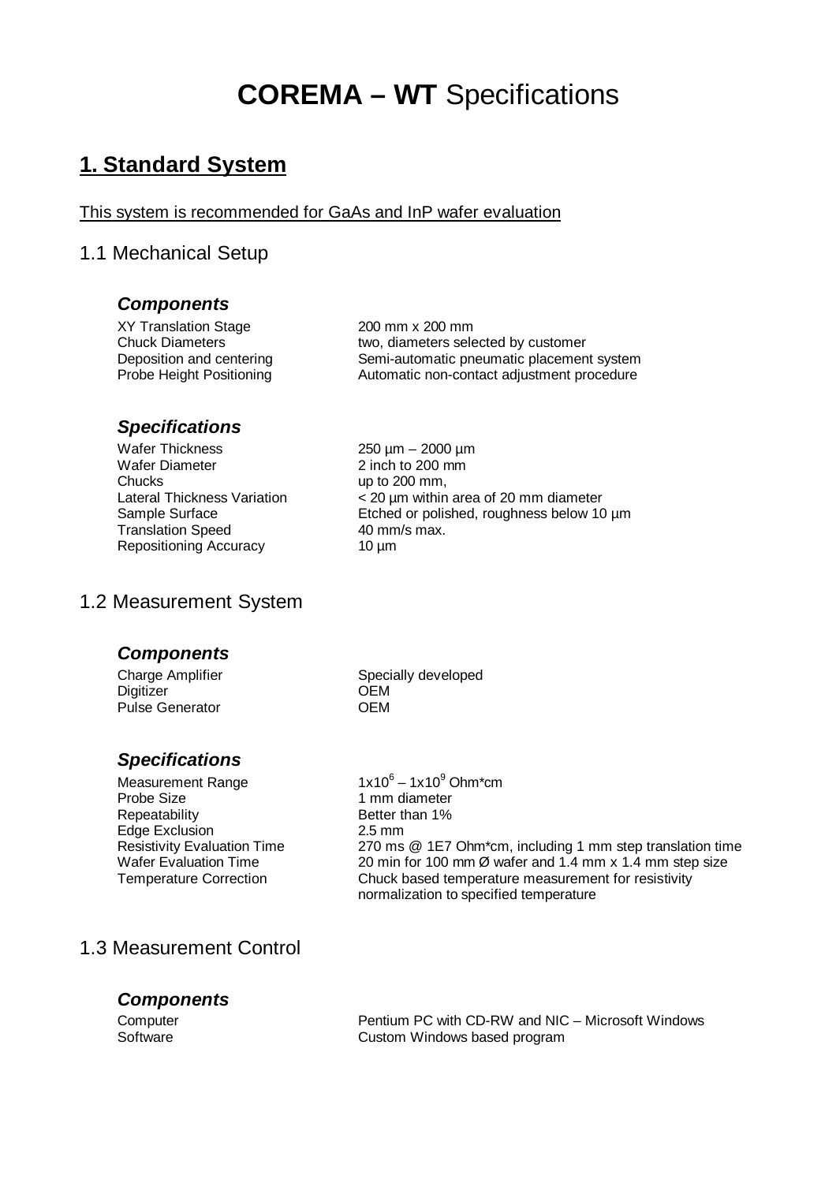# **COREMA – WT** Specifications

## **1. Standard System**

This system is recommended for GaAs and InP wafer evaluation

### 1.1 Mechanical Setup

#### ***Components***

| | |
|---|---|
| XY Translation Stage | 200 mm x 200 mm |
| Chuck Diameters | two, diameters selected by customer |
| Deposition and centering | Semi-automatic pneumatic placement system |
| Probe Height Positioning | Automatic non-contact adjustment procedure |

#### ***Specifications***

| | |
|---|---|
| Wafer Thickness | 250 µm – 2000 µm |
| Wafer Diameter | 2 inch to 200 mm |
| Chucks | up to 200 mm, |
| Lateral Thickness Variation | < 20 µm within area of 20 mm diameter |
| Sample Surface | Etched or polished, roughness below 10 µm |
| Translation Speed | 40 mm/s max. |
| Repositioning Accuracy | 10 µm |

### 1.2 Measurement System

#### ***Components***

| | |
|---|---|
| Charge Amplifier | Specially developed |
| Digitizer | OEM |
| Pulse Generator | OEM |

#### ***Specifications***

| | |
|---|---|
| Measurement Range | $1x10^6 – 1x10^9$ Ohm*cm |
| Probe Size | 1 mm diameter |
| Repeatability | Better than 1% |
| Edge Exclusion | 2.5 mm |
| Resistivity Evaluation Time | 270 ms @ 1E7 Ohm*cm, including 1 mm step translation time |
| Wafer Evaluation Time | 20 min for 100 mm Ø wafer and 1.4 mm x 1.4 mm step size |
| Temperature Correction | Chuck based temperature measurement for resistivity normalization to specified temperature |

### 1.3 Measurement Control

#### ***Components***

| | |
|---|---|
| Computer | Pentium PC with CD-RW and NIC – Microsoft Windows |
| Software | Custom Windows based program |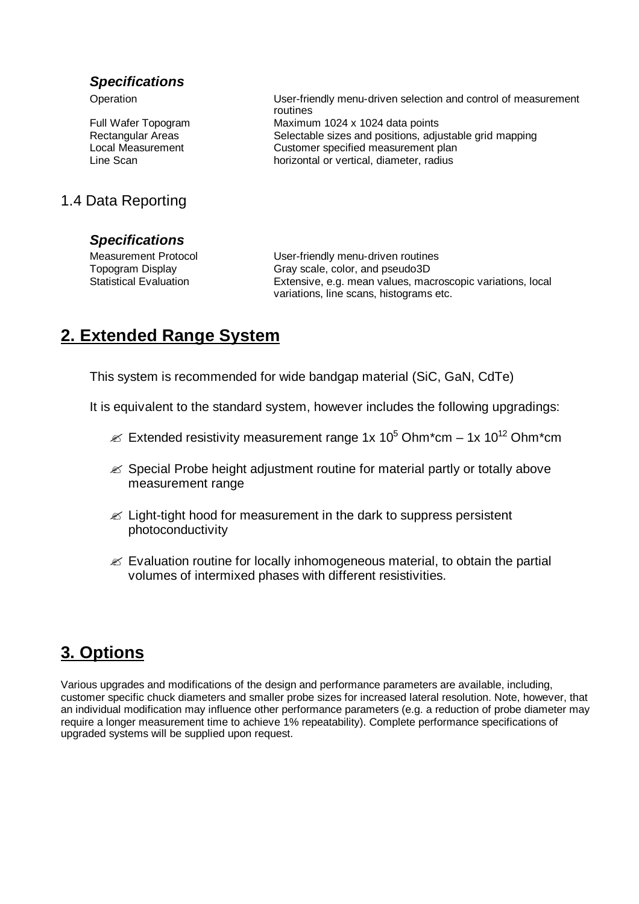### *Specifications*

| | |
|---|---|
| Operation | User-friendly menu-driven selection and control of measurement routines |
| Full Wafer Topogram | Maximum 1024 x 1024 data points |
| Rectangular Areas | Selectable sizes and positions, adjustable grid mapping |
| Local Measurement | Customer specified measurement plan |
| Line Scan | horizontal or vertical, diameter, radius |

## 1.4 Data Reporting

### *Specifications*

| | |
|---|---|
| Measurement Protocol | User-friendly menu-driven routines |
| Topogram Display | Gray scale, color, and pseudo3D |
| Statistical Evaluation | Extensive, e.g. mean values, macroscopic variations, local variations, line scans, histograms etc. |

# 2. Extended Range System

This system is recommended for wide bandgap material (SiC, GaN, CdTe)

It is equivalent to the standard system, however includes the following upgradings:

- Extended resistivity measurement range 1x $10^5$ Ohm*cm – 1x $10^{12}$ Ohm*cm
- Special Probe height adjustment routine for material partly or totally above measurement range
- Light-tight hood for measurement in the dark to suppress persistent photoconductivity
- Evaluation routine for locally inhomogeneous material, to obtain the partial volumes of intermixed phases with different resistivities.

# 3. Options

Various upgrades and modifications of the design and performance parameters are available, including, customer specific chuck diameters and smaller probe sizes for increased lateral resolution. Note, however, that an individual modification may influence other performance parameters (e.g. a reduction of probe diameter may require a longer measurement time to achieve 1% repeatability). Complete performance specifications of upgraded systems will be supplied upon request.